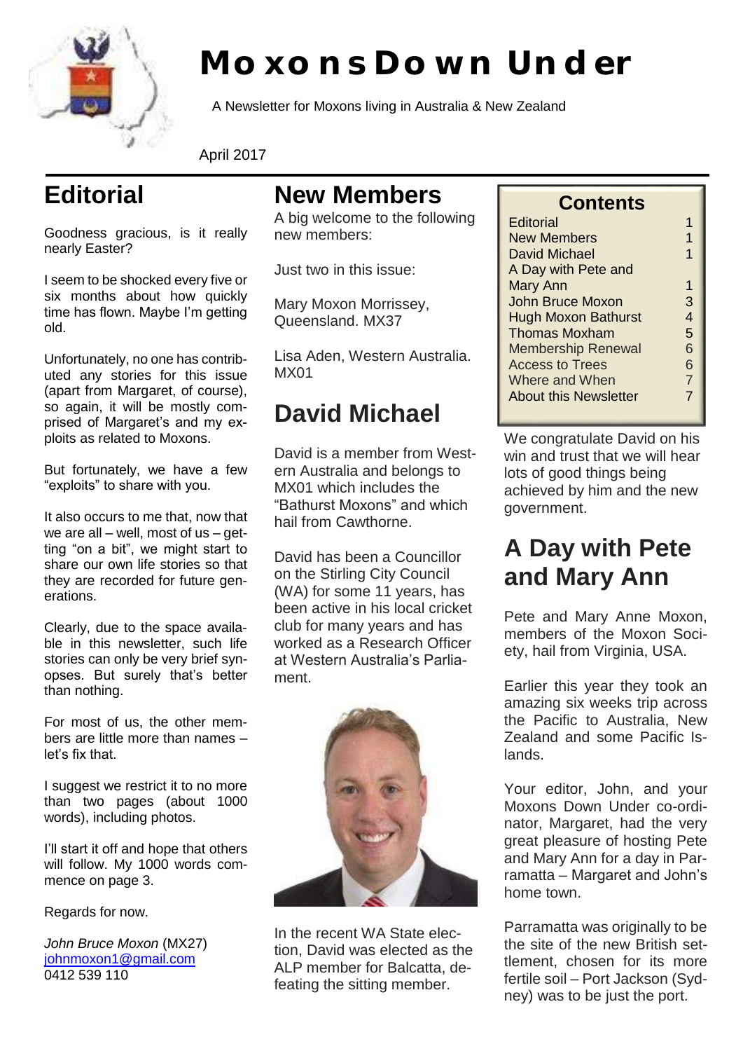# Moxons Down Under

A Newsletter for Moxons living in Australia & New Zealand

April 2017

## Editorial

Goodness gracious, is it really nearly Easter?

I seem to be shocked every five or six months about how quickly time has flown. Maybe I'm getting old.

Unfortunately, no one has contributed any stories for this issue (apart from Margaret, of course), so again, it will be mostly comprised of Margaret's and my exploits as related to Moxons.

But fortunately, we have a few "exploits" to share with you.

It also occurs to me that, now that we are all – well, most of us – getting "on a bit", we might start to share our own life stories so that they are recorded for future generations.

Clearly, due to the space available in this newsletter, such life stories can only be very brief synopses. But surely that's better than nothing.

For most of us, the other members are little more than names – let's fix that.

I suggest we restrict it to no more than two pages (about 1000 words), including photos.

I'll start it off and hope that others will follow. My 1000 words commence on page 3.

Regards for now.

*John Bruce Moxon* (MX27)
johnmoxon1@gmail.com
0412 539 110

## New Members

A big welcome to the following new members:

Just two in this issue:

Mary Moxon Morrissey, Queensland. MX37

Lisa Aden, Western Australia. MX01

## David Michael

David is a member from Western Australia and belongs to MX01 which includes the "Bathurst Moxons" and which hail from Cawthorne.

David has been a Councillor on the Stirling City Council (WA) for some 11 years, has been active in his local cricket club for many years and has worked as a Research Officer at Western Australia's Parliament.

In the recent WA State election, David was elected as the ALP member for Balcatta, defeating the sitting member.

| Contents | |
|---|---|
| Editorial | 1 |
| New Members | 1 |
| David Michael | 1 |
| A Day with Pete and Mary Ann | 1 |
| John Bruce Moxon | 3 |
| Hugh Moxon Bathurst | 4 |
| Thomas Moxham | 5 |
| Membership Renewal | 6 |
| Access to Trees | 6 |
| Where and When | 7 |
| About this Newsletter | 7 |

We congratulate David on his win and trust that we will hear lots of good things being achieved by him and the new government.

## A Day with Pete and Mary Ann

Pete and Mary Anne Moxon, members of the Moxon Society, hail from Virginia, USA.

Earlier this year they took an amazing six weeks trip across the Pacific to Australia, New Zealand and some Pacific Islands.

Your editor, John, and your Moxons Down Under co-ordinator, Margaret, had the very great pleasure of hosting Pete and Mary Ann for a day in Parramatta – Margaret and John's home town.

Parramatta was originally to be the site of the new British settlement, chosen for its more fertile soil – Port Jackson (Sydney) was to be just the port.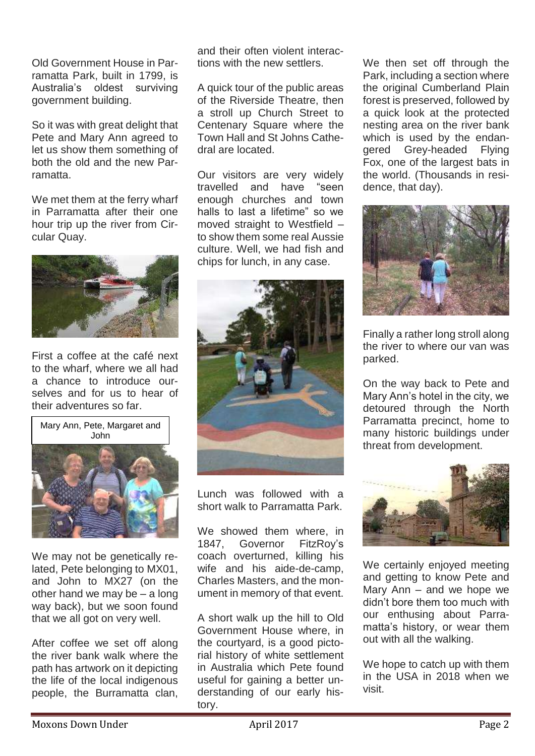Old Government House in Parramatta Park, built in 1799, is Australia's oldest surviving government building.

So it was with great delight that Pete and Mary Ann agreed to let us show them something of both the old and the new Parramatta.

We met them at the ferry wharf in Parramatta after their one hour trip up the river from Circular Quay.

First a coffee at the café next to the wharf, where we all had a chance to introduce ourselves and for us to hear of their adventures so far.

Mary Ann, Pete, Margaret and John

We may not be genetically related, Pete belonging to MX01, and John to MX27 (on the other hand we may be – a long way back), but we soon found that we all got on very well.

After coffee we set off along the river bank walk where the path has artwork on it depicting the life of the local indigenous people, the Burramatta clan, and their often violent interactions with the new settlers.

A quick tour of the public areas of the Riverside Theatre, then a stroll up Church Street to Centenary Square where the Town Hall and St Johns Cathedral are located.

Our visitors are very widely travelled and have "seen enough churches and town halls to last a lifetime" so we moved straight to Westfield – to show them some real Aussie culture. Well, we had fish and chips for lunch, in any case.

Lunch was followed with a short walk to Parramatta Park.

We showed them where, in 1847, Governor FitzRoy's coach overturned, killing his wife and his aide-de-camp, Charles Masters, and the monument in memory of that event.

A short walk up the hill to Old Government House where, in the courtyard, is a good pictorial history of white settlement in Australia which Pete found useful for gaining a better understanding of our early history.

We then set off through the Park, including a section where the original Cumberland Plain forest is preserved, followed by a quick look at the protected nesting area on the river bank which is used by the endangered Grey-headed Flying Fox, one of the largest bats in the world. (Thousands in residence, that day).

Finally a rather long stroll along the river to where our van was parked.

On the way back to Pete and Mary Ann's hotel in the city, we detoured through the North Parramatta precinct, home to many historic buildings under threat from development.

We certainly enjoyed meeting and getting to know Pete and Mary Ann – and we hope we didn't bore them too much with our enthusing about Parramatta's history, or wear them out with all the walking.

We hope to catch up with them in the USA in 2018 when we visit.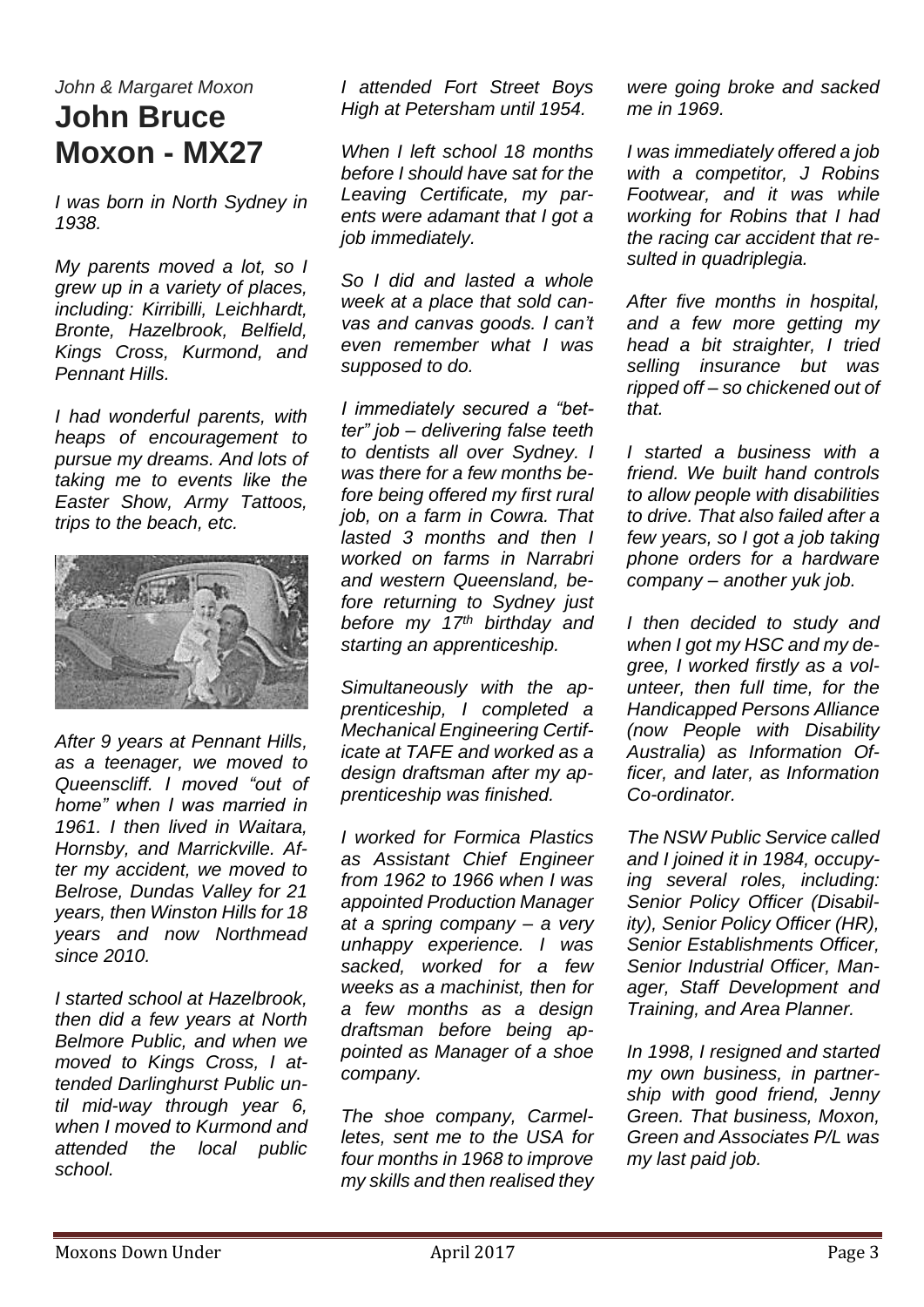*John & Margaret Moxon*

# John Bruce Moxon - MX27

*I was born in North Sydney in 1938.*

*My parents moved a lot, so I grew up in a variety of places, including: Kirribilli, Leichhardt, Bronte, Hazelbrook, Belfield, Kings Cross, Kurmond, and Pennant Hills.*

*I had wonderful parents, with heaps of encouragement to pursue my dreams. And lots of taking me to events like the Easter Show, Army Tattoos, trips to the beach, etc.*

*After 9 years at Pennant Hills, as a teenager, we moved to Queenscliff. I moved "out of home" when I was married in 1961. I then lived in Waitara, Hornsby, and Marrickville. After my accident, we moved to Belrose, Dundas Valley for 21 years, then Winston Hills for 18 years and now Northmead since 2010.*

*I started school at Hazelbrook, then did a few years at North Belmore Public, and when we moved to Kings Cross, I attended Darlinghurst Public until mid-way through year 6, when I moved to Kurmond and attended the local public school.*

*I attended Fort Street Boys High at Petersham until 1954.*

*When I left school 18 months before I should have sat for the Leaving Certificate, my parents were adamant that I got a job immediately.*

*So I did and lasted a whole week at a place that sold canvas and canvas goods. I can't even remember what I was supposed to do.*

*I immediately secured a "better" job – delivering false teeth to dentists all over Sydney. I was there for a few months before being offered my first rural job, on a farm in Cowra. That lasted 3 months and then I worked on farms in Narrabri and western Queensland, before returning to Sydney just before my 17th birthday and starting an apprenticeship.*

*Simultaneously with the apprenticeship, I completed a Mechanical Engineering Certificate at TAFE and worked as a design draftsman after my apprenticeship was finished.*

*I worked for Formica Plastics as Assistant Chief Engineer from 1962 to 1966 when I was appointed Production Manager at a spring company – a very unhappy experience. I was sacked, worked for a few weeks as a machinist, then for a few months as a design draftsman before being appointed as Manager of a shoe company.*

*The shoe company, Carmelletes, sent me to the USA for four months in 1968 to improve my skills and then realised they were going broke and sacked me in 1969.*

*I was immediately offered a job with a competitor, J Robins Footwear, and it was while working for Robins that I had the racing car accident that resulted in quadriplegia.*

*After five months in hospital, and a few more getting my head a bit straighter, I tried selling insurance but was ripped off – so chickened out of that.*

*I started a business with a friend. We built hand controls to allow people with disabilities to drive. That also failed after a few years, so I got a job taking phone orders for a hardware company – another yuk job.*

*I then decided to study and when I got my HSC and my degree, I worked firstly as a volunteer, then full time, for the Handicapped Persons Alliance (now People with Disability Australia) as Information Officer, and later, as Information Co-ordinator.*

*The NSW Public Service called and I joined it in 1984, occupying several roles, including: Senior Policy Officer (Disability), Senior Policy Officer (HR), Senior Establishments Officer, Senior Industrial Officer, Manager, Staff Development and Training, and Area Planner.*

*In 1998, I resigned and started my own business, in partnership with good friend, Jenny Green. That business, Moxon, Green and Associates P/L was my last paid job.*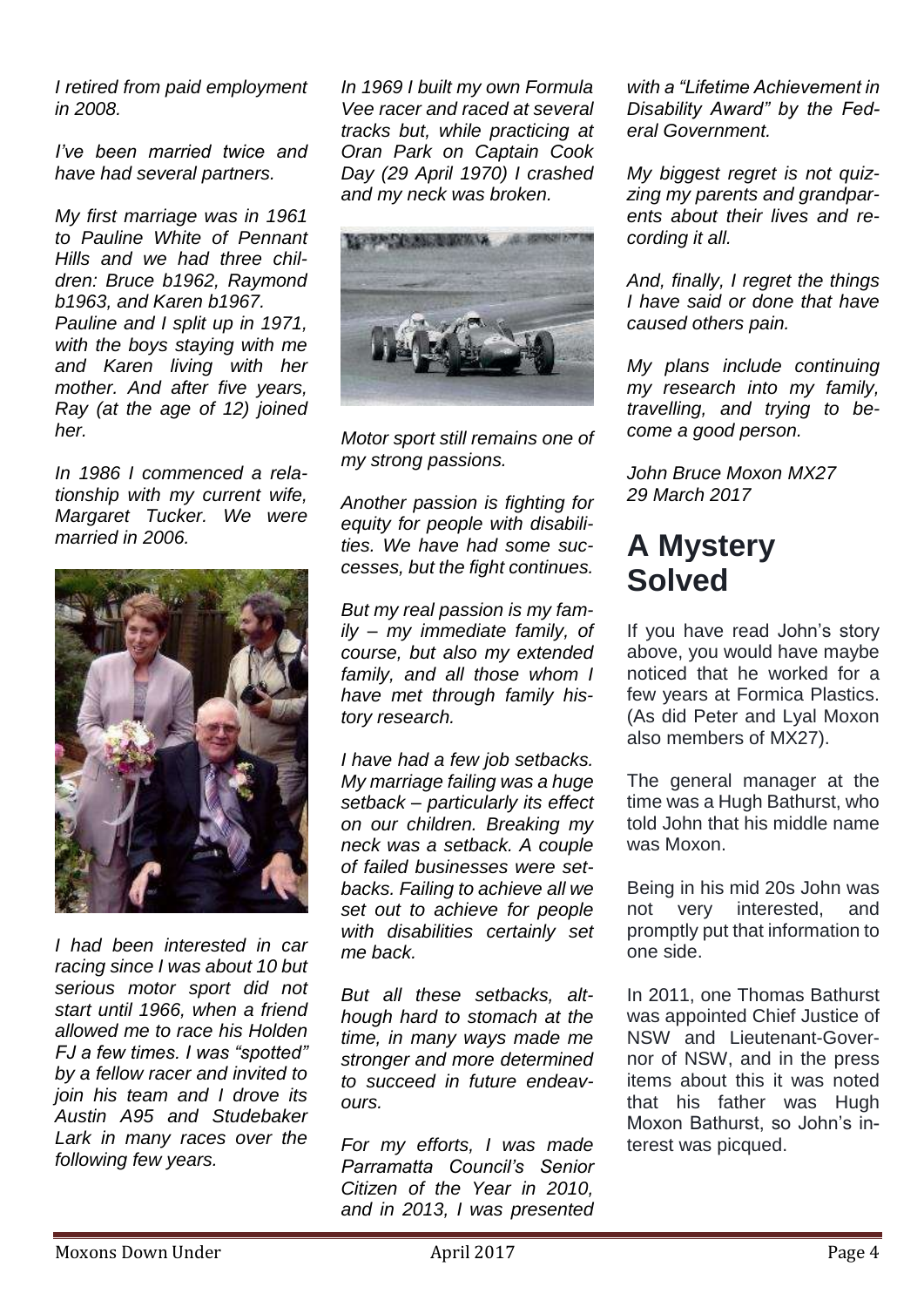*I retired from paid employment in 2008.*

*I've been married twice and have had several partners.*

*My first marriage was in 1961 to Pauline White of Pennant Hills and we had three children: Bruce b1962, Raymond b1963, and Karen b1967.*
*Pauline and I split up in 1971, with the boys staying with me and Karen living with her mother. And after five years, Ray (at the age of 12) joined her.*

*In 1986 I commenced a relationship with my current wife, Margaret Tucker. We were married in 2006.*

*I had been interested in car racing since I was about 10 but serious motor sport did not start until 1966, when a friend allowed me to race his Holden FJ a few times. I was "spotted" by a fellow racer and invited to join his team and I drove its Austin A95 and Studebaker Lark in many races over the following few years.*

*In 1969 I built my own Formula Vee racer and raced at several tracks but, while practicing at Oran Park on Captain Cook Day (29 April 1970) I crashed and my neck was broken.*

*Motor sport still remains one of my strong passions.*

*Another passion is fighting for equity for people with disabilities. We have had some successes, but the fight continues.*

*But my real passion is my family – my immediate family, of course, but also my extended family, and all those whom I have met through family history research.*

*I have had a few job setbacks. My marriage failing was a huge setback – particularly its effect on our children. Breaking my neck was a setback. A couple of failed businesses were setbacks. Failing to achieve all we set out to achieve for people with disabilities certainly set me back.*

*But all these setbacks, although hard to stomach at the time, in many ways made me stronger and more determined to succeed in future endeavours.*

*For my efforts, I was made Parramatta Council's Senior Citizen of the Year in 2010, and in 2013, I was presented with a "Lifetime Achievement in Disability Award" by the Federal Government.*

*My biggest regret is not quizzing my parents and grandparents about their lives and recording it all.*

*And, finally, I regret the things I have said or done that have caused others pain.*

*My plans include continuing my research into my family, travelling, and trying to become a good person.*

*John Bruce Moxon MX27*
*29 March 2017*

# A Mystery Solved

If you have read John's story above, you would have maybe noticed that he worked for a few years at Formica Plastics. (As did Peter and Lyal Moxon also members of MX27).

The general manager at the time was a Hugh Bathurst, who told John that his middle name was Moxon.

Being in his mid 20s John was not very interested, and promptly put that information to one side.

In 2011, one Thomas Bathurst was appointed Chief Justice of NSW and Lieutenant-Governor of NSW, and in the press items about this it was noted that his father was Hugh Moxon Bathurst, so John's interest was picqued.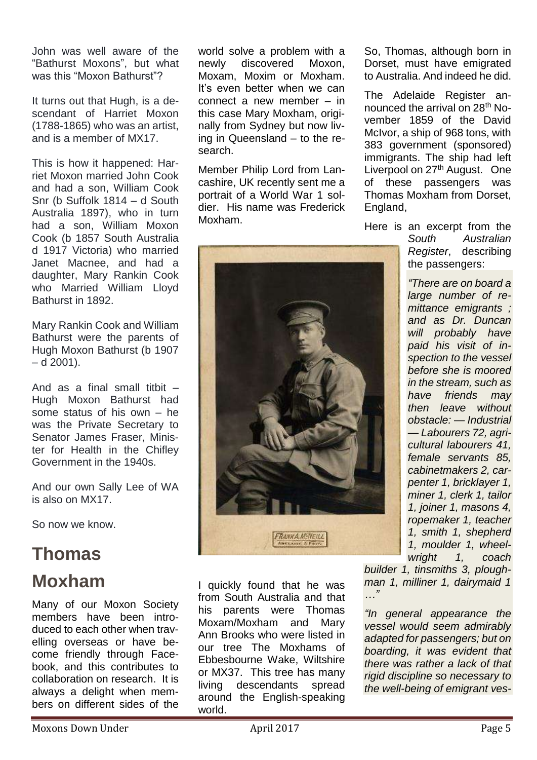John was well aware of the "Bathurst Moxons", but what was this "Moxon Bathurst"?

It turns out that Hugh, is a descendant of Harriet Moxon (1788-1865) who was an artist, and is a member of MX17.

This is how it happened: Harriet Moxon married John Cook and had a son, William Cook Snr (b Suffolk 1814 – d South Australia 1897), who in turn had a son, William Moxon Cook (b 1857 South Australia d 1917 Victoria) who married Janet Macnee, and had a daughter, Mary Rankin Cook who Married William Lloyd Bathurst in 1892.

Mary Rankin Cook and William Bathurst were the parents of Hugh Moxon Bathurst (b 1907 – d 2001).

And as a final small titbit – Hugh Moxon Bathurst had some status of his own – he was the Private Secretary to Senator James Fraser, Minister for Health in the Chifley Government in the 1940s.

And our own Sally Lee of WA is also on MX17.

So now we know.

# Thomas Moxham

Many of our Moxon Society members have been introduced to each other when travelling overseas or have become friendly through Facebook, and this contributes to collaboration on research. It is always a delight when members on different sides of the world solve a problem with a newly discovered Moxon, Moxam, Moxim or Moxham. It's even better when we can connect a new member – in this case Mary Moxham, originally from Sydney but now living in Queensland – to the research.

Member Philip Lord from Lancashire, UK recently sent me a portrait of a World War 1 soldier. His name was Frederick Moxham.

I quickly found that he was from South Australia and that his parents were Thomas Moxam/Moxham and Mary Ann Brooks who were listed in our tree The Moxhams of Ebbesbourne Wake, Wiltshire or MX37. This tree has many living descendants spread around the English-speaking world.

So, Thomas, although born in Dorset, must have emigrated to Australia. And indeed he did.

The Adelaide Register announced the arrival on 28th November 1859 of the David McIvor, a ship of 968 tons, with 383 government (sponsored) immigrants. The ship had left Liverpool on 27th August. One of these passengers was Thomas Moxham from Dorset, England,

Here is an excerpt from the *South Australian Register*, describing the passengers:

*"There are on board a large number of remittance emigrants ; and as Dr. Duncan will probably have paid his visit of inspection to the vessel before she is moored in the stream, such as have friends may then leave without obstacle: — Industrial — Labourers 72, agricultural labourers 41, female servants 85, cabinetmakers 2, carpenter 1, bricklayer 1, miner 1, clerk 1, tailor 1, joiner 1, masons 4, ropemaker 1, teacher 1, smith 1, shepherd 1, moulder 1, wheelwright 1, coach builder 1, tinsmiths 3, ploughman 1, milliner 1, dairymaid 1 …"*

*"In general appearance the vessel would seem admirably adapted for passengers; but on boarding, it was evident that there was rather a lack of that rigid discipline so necessary to the well-being of emigrant ves-*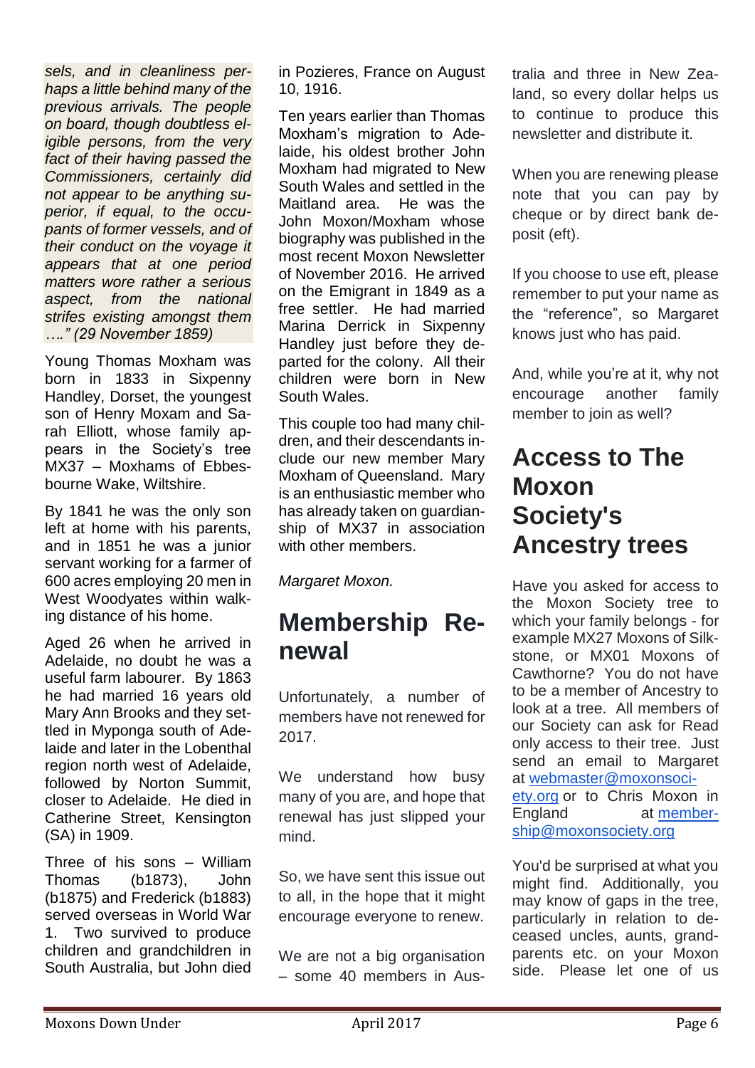*sels, and in cleanliness perhaps a little behind many of the previous arrivals. The people on board, though doubtless eligible persons, from the very fact of their having passed the Commissioners, certainly did not appear to be anything superior, if equal, to the occupants of former vessels, and of their conduct on the voyage it appears that at one period matters wore rather a serious aspect, from the national strifes existing amongst them …." (29 November 1859)*

Young Thomas Moxham was born in 1833 in Sixpenny Handley, Dorset, the youngest son of Henry Moxam and Sarah Elliott, whose family appears in the Society's tree MX37 – Moxhams of Ebbesbourne Wake, Wiltshire.

By 1841 he was the only son left at home with his parents, and in 1851 he was a junior servant working for a farmer of 600 acres employing 20 men in West Woodyates within walking distance of his home.

Aged 26 when he arrived in Adelaide, no doubt he was a useful farm labourer. By 1863 he had married 16 years old Mary Ann Brooks and they settled in Myponga south of Adelaide and later in the Lobenthal region north west of Adelaide, followed by Norton Summit, closer to Adelaide. He died in Catherine Street, Kensington (SA) in 1909.

Three of his sons – William Thomas (b1873), John (b1875) and Frederick (b1883) served overseas in World War 1. Two survived to produce children and grandchildren in South Australia, but John died in Pozieres, France on August 10, 1916.

Ten years earlier than Thomas Moxham's migration to Adelaide, his oldest brother John Moxham had migrated to New South Wales and settled in the Maitland area. He was the John Moxon/Moxham whose biography was published in the most recent Moxon Newsletter of November 2016. He arrived on the Emigrant in 1849 as a free settler. He had married Marina Derrick in Sixpenny Handley just before they departed for the colony. All their children were born in New South Wales.

This couple too had many children, and their descendants include our new member Mary Moxham of Queensland. Mary is an enthusiastic member who has already taken on guardianship of MX37 in association with other members.

*Margaret Moxon.*

# Membership Renewal

Unfortunately, a number of members have not renewed for 2017.

We understand how busy many of you are, and hope that renewal has just slipped your mind.

So, we have sent this issue out to all, in the hope that it might encourage everyone to renew.

We are not a big organisation – some 40 members in Australia and three in New Zealand, so every dollar helps us to continue to produce this newsletter and distribute it.

When you are renewing please note that you can pay by cheque or by direct bank deposit (eft).

If you choose to use eft, please remember to put your name as the "reference", so Margaret knows just who has paid.

And, while you're at it, why not encourage another family member to join as well?

# Access to The Moxon Society's Ancestry trees

Have you asked for access to the Moxon Society tree to which your family belongs - for example MX27 Moxons of Silkstone, or MX01 Moxons of Cawthorne? You do not have to be a member of Ancestry to look at a tree. All members of our Society can ask for Read only access to their tree. Just send an email to Margaret at webmaster@moxonsociety.org or to Chris Moxon in England at membership@moxonsociety.org

You'd be surprised at what you might find. Additionally, you may know of gaps in the tree, particularly in relation to deceased uncles, aunts, grandparents etc. on your Moxon side. Please let one of us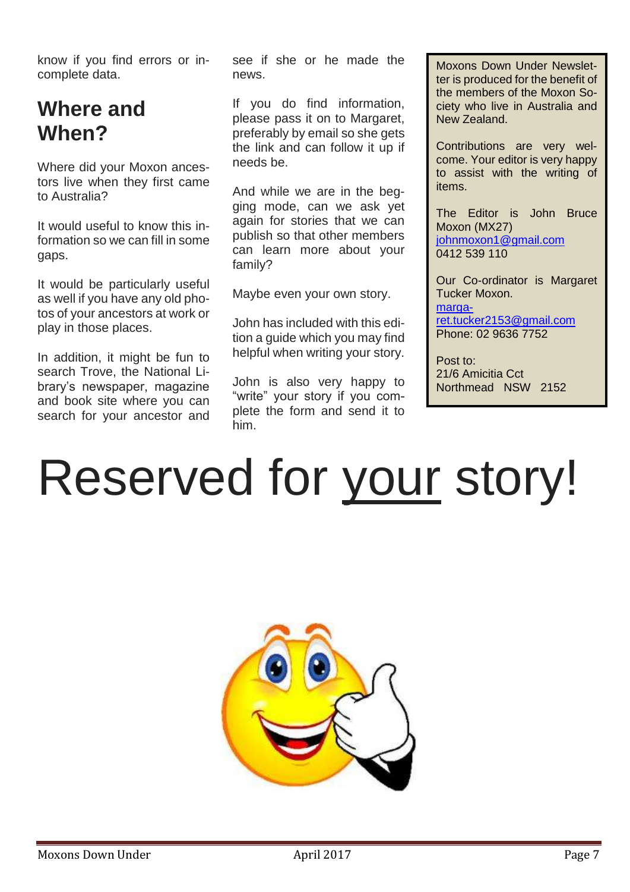know if you find errors or incomplete data.

## Where and When?

Where did your Moxon ancestors live when they first came to Australia?

It would useful to know this information so we can fill in some gaps.

It would be particularly useful as well if you have any old photos of your ancestors at work or play in those places.

In addition, it might be fun to search Trove, the National Library's newspaper, magazine and book site where you can search for your ancestor and see if she or he made the news.

If you do find information, please pass it on to Margaret, preferably by email so she gets the link and can follow it up if needs be.

And while we are in the begging mode, can we ask yet again for stories that we can publish so that other members can learn more about your family?

Maybe even your own story.

John has included with this edition a guide which you may find helpful when writing your story.

John is also very happy to "write" your story if you complete the form and send it to him.

Moxons Down Under Newsletter is produced for the benefit of the members of the Moxon Society who live in Australia and New Zealand.

Contributions are very welcome. Your editor is very happy to assist with the writing of items.

The Editor is John Bruce Moxon (MX27)
johnmoxon1@gmail.com
0412 539 110

Our Co-ordinator is Margaret Tucker Moxon.
margaret.tucker2153@gmail.com
Phone: 02 9636 7752

Post to:
21/6 Amicitia Cct
Northmead NSW 2152

# Reserved for <u>your</u> story!